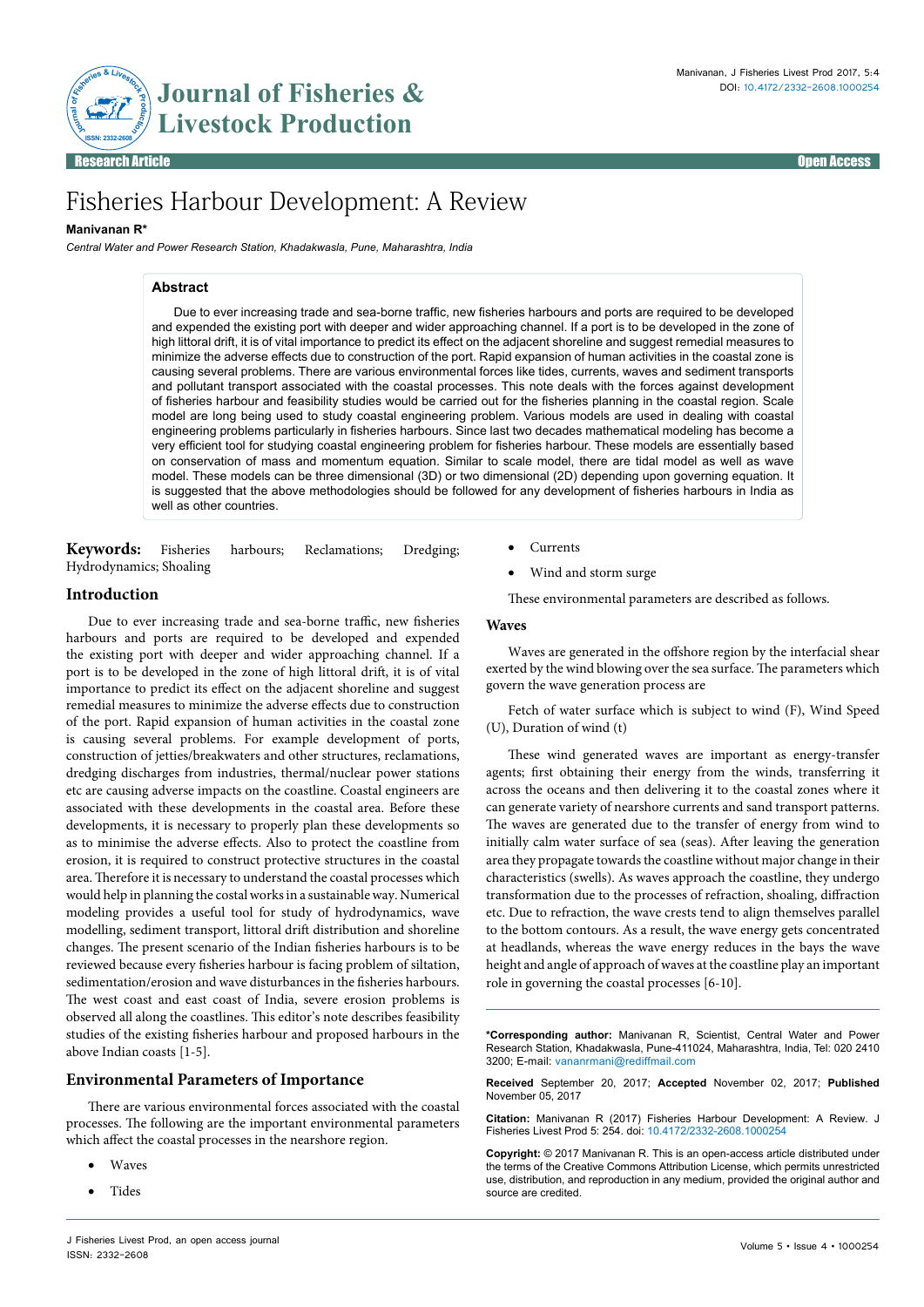Research Article | Open Access

# Fisheries Harbour Development: A Review

**Manivanan R***

*Central Water and Power Research Station, Khadakwasla, Pune, Maharashtra, India*

## Abstract

Due to ever increasing trade and sea-borne traffic, new fisheries harbours and ports are required to be developed and expended the existing port with deeper and wider approaching channel. If a port is to be developed in the zone of high littoral drift, it is of vital importance to predict its effect on the adjacent shoreline and suggest remedial measures to minimize the adverse effects due to construction of the port. Rapid expansion of human activities in the coastal zone is causing several problems. There are various environmental forces like tides, currents, waves and sediment transports and pollutant transport associated with the coastal processes. This note deals with the forces against development of fisheries harbour and feasibility studies would be carried out for the fisheries planning in the coastal region. Scale model are long being used to study coastal engineering problem. Various models are used in dealing with coastal engineering problems particularly in fisheries harbours. Since last two decades mathematical modeling has become a very efficient tool for studying coastal engineering problem for fisheries harbour. These models are essentially based on conservation of mass and momentum equation. Similar to scale model, there are tidal model as well as wave model. These models can be three dimensional (3D) or two dimensional (2D) depending upon governing equation. It is suggested that the above methodologies should be followed for any development of fisheries harbours in India as well as other countries.

**Keywords:** Fisheries harbours; Reclamations; Dredging; Hydrodynamics; Shoaling

## Introduction

Due to ever increasing trade and sea-borne traffic, new fisheries harbours and ports are required to be developed and expended the existing port with deeper and wider approaching channel. If a port is to be developed in the zone of high littoral drift, it is of vital importance to predict its effect on the adjacent shoreline and suggest remedial measures to minimize the adverse effects due to construction of the port. Rapid expansion of human activities in the coastal zone is causing several problems. For example development of ports, construction of jetties/breakwaters and other structures, reclamations, dredging discharges from industries, thermal/nuclear power stations etc are causing adverse impacts on the coastline. Coastal engineers are associated with these developments in the coastal area. Before these developments, it is necessary to properly plan these developments so as to minimise the adverse effects. Also to protect the coastline from erosion, it is required to construct protective structures in the coastal area. Therefore it is necessary to understand the coastal processes which would help in planning the costal works in a sustainable way. Numerical modeling provides a useful tool for study of hydrodynamics, wave modelling, sediment transport, littoral drift distribution and shoreline changes. The present scenario of the Indian fisheries harbours is to be reviewed because every fisheries harbour is facing problem of siltation, sedimentation/erosion and wave disturbances in the fisheries harbours. The west coast and east coast of India, severe erosion problems is observed all along the coastlines. This editor's note describes feasibility studies of the existing fisheries harbour and proposed harbours in the above Indian coasts [1-5].

## Environmental Parameters of Importance

There are various environmental forces associated with the coastal processes. The following are the important environmental parameters which affect the coastal processes in the nearshore region.

- Waves
- Tides
- Currents
- Wind and storm surge

These environmental parameters are described as follows.

### Waves

Waves are generated in the offshore region by the interfacial shear exerted by the wind blowing over the sea surface. The parameters which govern the wave generation process are

Fetch of water surface which is subject to wind (F), Wind Speed (U), Duration of wind (t)

These wind generated waves are important as energy-transfer agents; first obtaining their energy from the winds, transferring it across the oceans and then delivering it to the coastal zones where it can generate variety of nearshore currents and sand transport patterns. The waves are generated due to the transfer of energy from wind to initially calm water surface of sea (seas). After leaving the generation area they propagate towards the coastline without major change in their characteristics (swells). As waves approach the coastline, they undergo transformation due to the processes of refraction, shoaling, diffraction etc. Due to refraction, the wave crests tend to align themselves parallel to the bottom contours. As a result, the wave energy gets concentrated at headlands, whereas the wave energy reduces in the bays the wave height and angle of approach of waves at the coastline play an important role in governing the coastal processes [6-10].

**\*Corresponding author:** Manivanan R, Scientist, Central Water and Power Research Station, Khadakwasla, Pune-411024, Maharashtra, India, Tel: 020 2410 3200; E-mail: vananrmani@rediffmail.com

**Received** September 20, 2017; **Accepted** November 02, 2017; **Published** November 05, 2017

**Citation:** Manivanan R (2017) Fisheries Harbour Development: A Review. J Fisheries Livest Prod 5: 254. doi: 10.4172/2332-2608.1000254

**Copyright:** © 2017 Manivanan R. This is an open-access article distributed under the terms of the Creative Commons Attribution License, which permits unrestricted use, distribution, and reproduction in any medium, provided the original author and source are credited.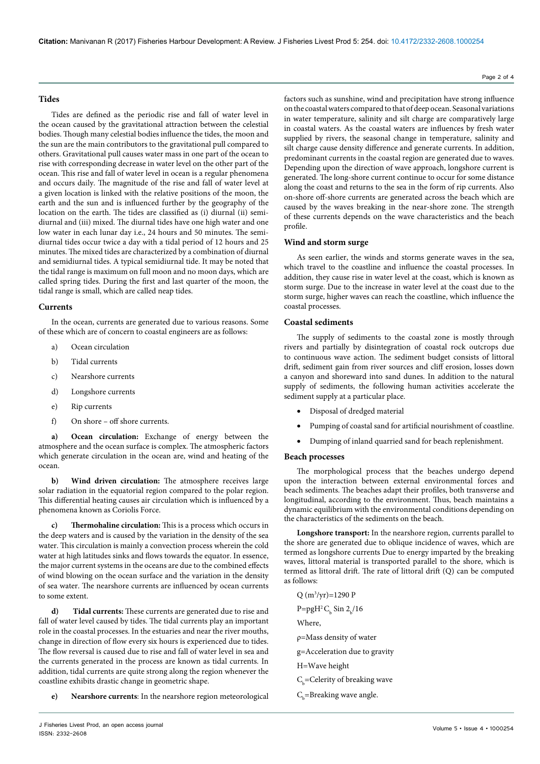## Tides

Tides are defined as the periodic rise and fall of water level in the ocean caused by the gravitational attraction between the celestial bodies. Though many celestial bodies influence the tides, the moon and the sun are the main contributors to the gravitational pull compared to others. Gravitational pull causes water mass in one part of the ocean to rise with corresponding decrease in water level on the other part of the ocean. This rise and fall of water level in ocean is a regular phenomena and occurs daily. The magnitude of the rise and fall of water level at a given location is linked with the relative positions of the moon, the earth and the sun and is influenced further by the geography of the location on the earth. The tides are classified as (i) diurnal (ii) semi-diurnal and (iii) mixed. The diurnal tides have one high water and one low water in each lunar day i.e., 24 hours and 50 minutes. The semi-diurnal tides occur twice a day with a tidal period of 12 hours and 25 minutes. The mixed tides are characterized by a combination of diurnal and semidiurnal tides. A typical semidiurnal tide. It may be noted that the tidal range is maximum on full moon and no moon days, which are called spring tides. During the first and last quarter of the moon, the tidal range is small, which are called neap tides.

## Currents

In the ocean, currents are generated due to various reasons. Some of these which are of concern to coastal engineers are as follows:

a) Ocean circulation

b) Tidal currents

c) Nearshore currents

d) Longshore currents

e) Rip currents

f) On shore – off shore currents.

**a) Ocean circulation:** Exchange of energy between the atmosphere and the ocean surface is complex. The atmospheric factors which generate circulation in the ocean are, wind and heating of the ocean.

**b) Wind driven circulation:** The atmosphere receives large solar radiation in the equatorial region compared to the polar region. This differential heating causes air circulation which is influenced by a phenomena known as Coriolis Force.

**c) Thermohaline circulation:** This is a process which occurs in the deep waters and is caused by the variation in the density of the sea water. This circulation is mainly a convection process wherein the cold water at high latitudes sinks and flows towards the equator. In essence, the major current systems in the oceans are due to the combined effects of wind blowing on the ocean surface and the variation in the density of sea water. The nearshore currents are influenced by ocean currents to some extent.

**d) Tidal currents:** These currents are generated due to rise and fall of water level caused by tides. The tidal currents play an important role in the coastal processes. In the estuaries and near the river mouths, change in direction of flow every six hours is experienced due to tides. The flow reversal is caused due to rise and fall of water level in sea and the currents generated in the process are known as tidal currents. In addition, tidal currents are quite strong along the region whenever the coastline exhibits drastic change in geometric shape.

**e) Nearshore currents**: In the nearshore region meteorological factors such as sunshine, wind and precipitation have strong influence on the coastal waters compared to that of deep ocean. Seasonal variations in water temperature, salinity and silt charge are comparatively large in coastal waters. As the coastal waters are influences by fresh water supplied by rivers, the seasonal change in temperature, salinity and silt charge cause density difference and generate currents. In addition, predominant currents in the coastal region are generated due to waves. Depending upon the direction of wave approach, longshore current is generated. The long-shore current continue to occur for some distance along the coast and returns to the sea in the form of rip currents. Also on-shore off-shore currents are generated across the beach which are caused by the waves breaking in the near-shore zone. The strength of these currents depends on the wave characteristics and the beach profile.

## Wind and storm surge

As seen earlier, the winds and storms generate waves in the sea, which travel to the coastline and influence the coastal processes. In addition, they cause rise in water level at the coast, which is known as storm surge. Due to the increase in water level at the coast due to the storm surge, higher waves can reach the coastline, which influence the coastal processes.

## Coastal sediments

The supply of sediments to the coastal zone is mostly through rivers and partially by disintegration of coastal rock outcrops due to continuous wave action. The sediment budget consists of littoral drift, sediment gain from river sources and cliff erosion, losses down a canyon and shoreward into sand dunes. In addition to the natural supply of sediments, the following human activities accelerate the sediment supply at a particular place.

- Disposal of dredged material
- Pumping of coastal sand for artificial nourishment of coastline.
- Dumping of inland quarried sand for beach replenishment.

## Beach processes

The morphological process that the beaches undergo depend upon the interaction between external environmental forces and beach sediments. The beaches adapt their profiles, both transverse and longitudinal, according to the environment. Thus, beach maintains a dynamic equilibrium with the environmental conditions depending on the characteristics of the sediments on the beach.

**Longshore transport:** In the nearshore region, currents parallel to the shore are generated due to oblique incidence of waves, which are termed as longshore currents Due to energy imparted by the breaking waves, littoral material is transported parallel to the shore, which is termed as littoral drift. The rate of littoral drift (Q) can be computed as follows:

$Q\ (m^3/yr)=1290\ P$

$P=pgH^2 C_b \text{ Sin } 2_b/16$

Where,

ρ=Mass density of water

g=Acceleration due to gravity

H=Wave height

$C_b$=Celerity of breaking wave

$C_b$=Breaking wave angle.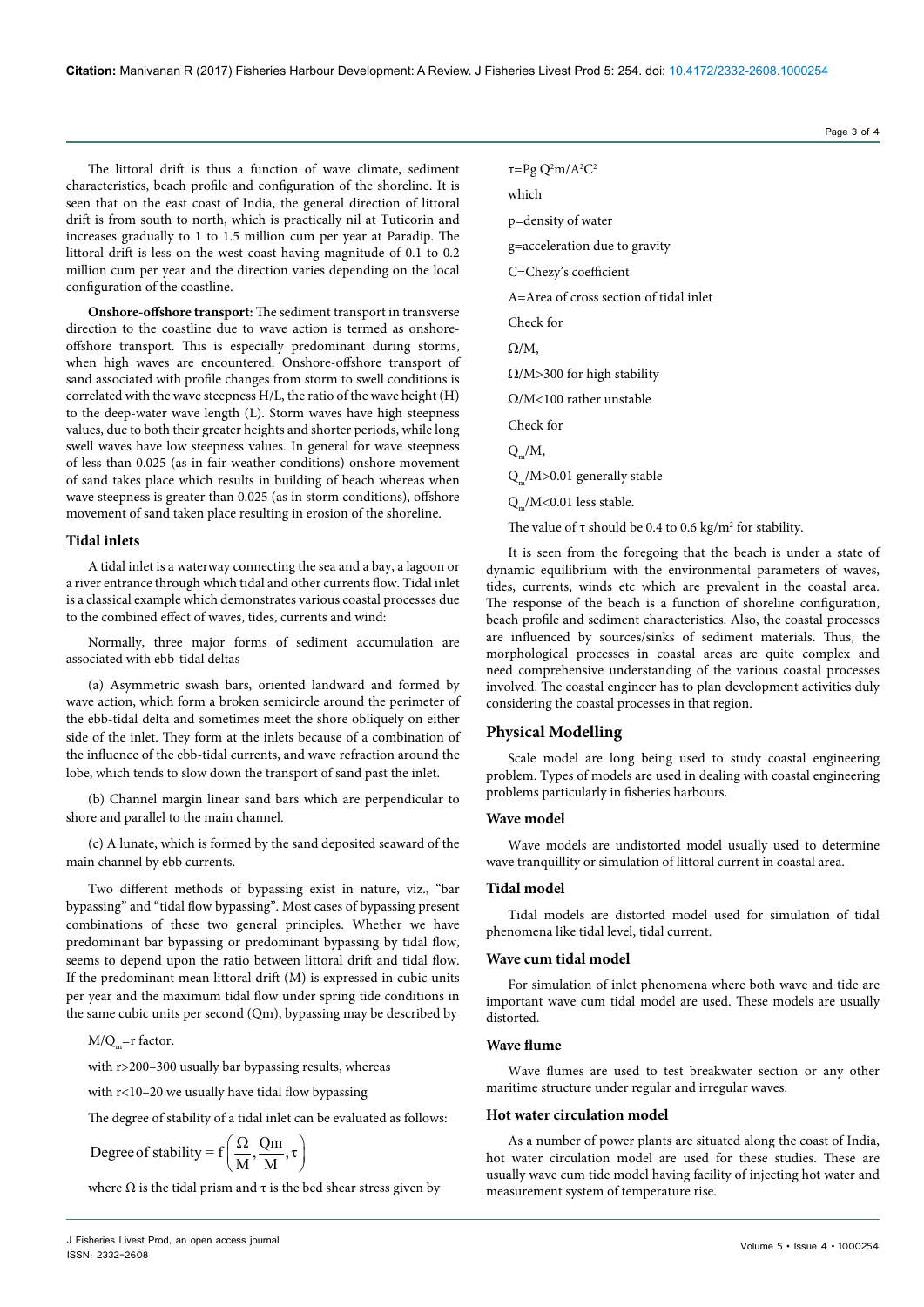The littoral drift is thus a function of wave climate, sediment characteristics, beach profile and configuration of the shoreline. It is seen that on the east coast of India, the general direction of littoral drift is from south to north, which is practically nil at Tuticorin and increases gradually to 1 to 1.5 million cum per year at Paradip. The littoral drift is less on the west coast having magnitude of 0.1 to 0.2 million cum per year and the direction varies depending on the local configuration of the coastline.

**Onshore-offshore transport:** The sediment transport in transverse direction to the coastline due to wave action is termed as onshore-offshore transport. This is especially predominant during storms, when high waves are encountered. Onshore-offshore transport of sand associated with profile changes from storm to swell conditions is correlated with the wave steepness H/L, the ratio of the wave height (H) to the deep-water wave length (L). Storm waves have high steepness values, due to both their greater heights and shorter periods, while long swell waves have low steepness values. In general for wave steepness of less than 0.025 (as in fair weather conditions) onshore movement of sand takes place which results in building of beach whereas when wave steepness is greater than 0.025 (as in storm conditions), offshore movement of sand taken place resulting in erosion of the shoreline.

### Tidal inlets

A tidal inlet is a waterway connecting the sea and a bay, a lagoon or a river entrance through which tidal and other currents flow. Tidal inlet is a classical example which demonstrates various coastal processes due to the combined effect of waves, tides, currents and wind:

Normally, three major forms of sediment accumulation are associated with ebb-tidal deltas

(a) Asymmetric swash bars, oriented landward and formed by wave action, which form a broken semicircle around the perimeter of the ebb-tidal delta and sometimes meet the shore obliquely on either side of the inlet. They form at the inlets because of a combination of the influence of the ebb-tidal currents, and wave refraction around the lobe, which tends to slow down the transport of sand past the inlet.

(b) Channel margin linear sand bars which are perpendicular to shore and parallel to the main channel.

(c) A lunate, which is formed by the sand deposited seaward of the main channel by ebb currents.

Two different methods of bypassing exist in nature, viz., "bar bypassing" and "tidal flow bypassing". Most cases of bypassing present combinations of these two general principles. Whether we have predominant bar bypassing or predominant bypassing by tidal flow, seems to depend upon the ratio between littoral drift and tidal flow. If the predominant mean littoral drift (M) is expressed in cubic units per year and the maximum tidal flow under spring tide conditions in the same cubic units per second (Qm), bypassing may be described by

$M/Q_m$=r factor.

with r>200–300 usually bar bypassing results, whereas

with r<10–20 we usually have tidal flow bypassing

The degree of stability of a tidal inlet can be evaluated as follows:

$$\text{Degree of stability} = f\left(\frac{\Omega}{M}, \frac{Qm}{M}, \tau\right)$$

where Ω is the tidal prism and τ is the bed shear stress given by

$\tau = Pg\, Q^2 m / A^2 C^2$

which

p=density of water

g=acceleration due to gravity

C=Chezy's coefficient

A=Area of cross section of tidal inlet

Check for

Ω/M,

Ω/M>300 for high stability

Ω/M<100 rather unstable

Check for

$Q_m/M$,

$Q_m/M>0.01$ generally stable

$Q_m/M<0.01$ less stable.

The value of τ should be 0.4 to 0.6 kg/m$^2$ for stability.

It is seen from the foregoing that the beach is under a state of dynamic equilibrium with the environmental parameters of waves, tides, currents, winds etc which are prevalent in the coastal area. The response of the beach is a function of shoreline configuration, beach profile and sediment characteristics. Also, the coastal processes are influenced by sources/sinks of sediment materials. Thus, the morphological processes in coastal areas are quite complex and need comprehensive understanding of the various coastal processes involved. The coastal engineer has to plan development activities duly considering the coastal processes in that region.

## Physical Modelling

Scale model are long being used to study coastal engineering problem. Types of models are used in dealing with coastal engineering problems particularly in fisheries harbours.

### Wave model

Wave models are undistorted model usually used to determine wave tranquillity or simulation of littoral current in coastal area.

### Tidal model

Tidal models are distorted model used for simulation of tidal phenomena like tidal level, tidal current.

### Wave cum tidal model

For simulation of inlet phenomena where both wave and tide are important wave cum tidal model are used. These models are usually distorted.

### Wave flume

Wave flumes are used to test breakwater section or any other maritime structure under regular and irregular waves.

### Hot water circulation model

As a number of power plants are situated along the coast of India, hot water circulation model are used for these studies. These are usually wave cum tide model having facility of injecting hot water and measurement system of temperature rise.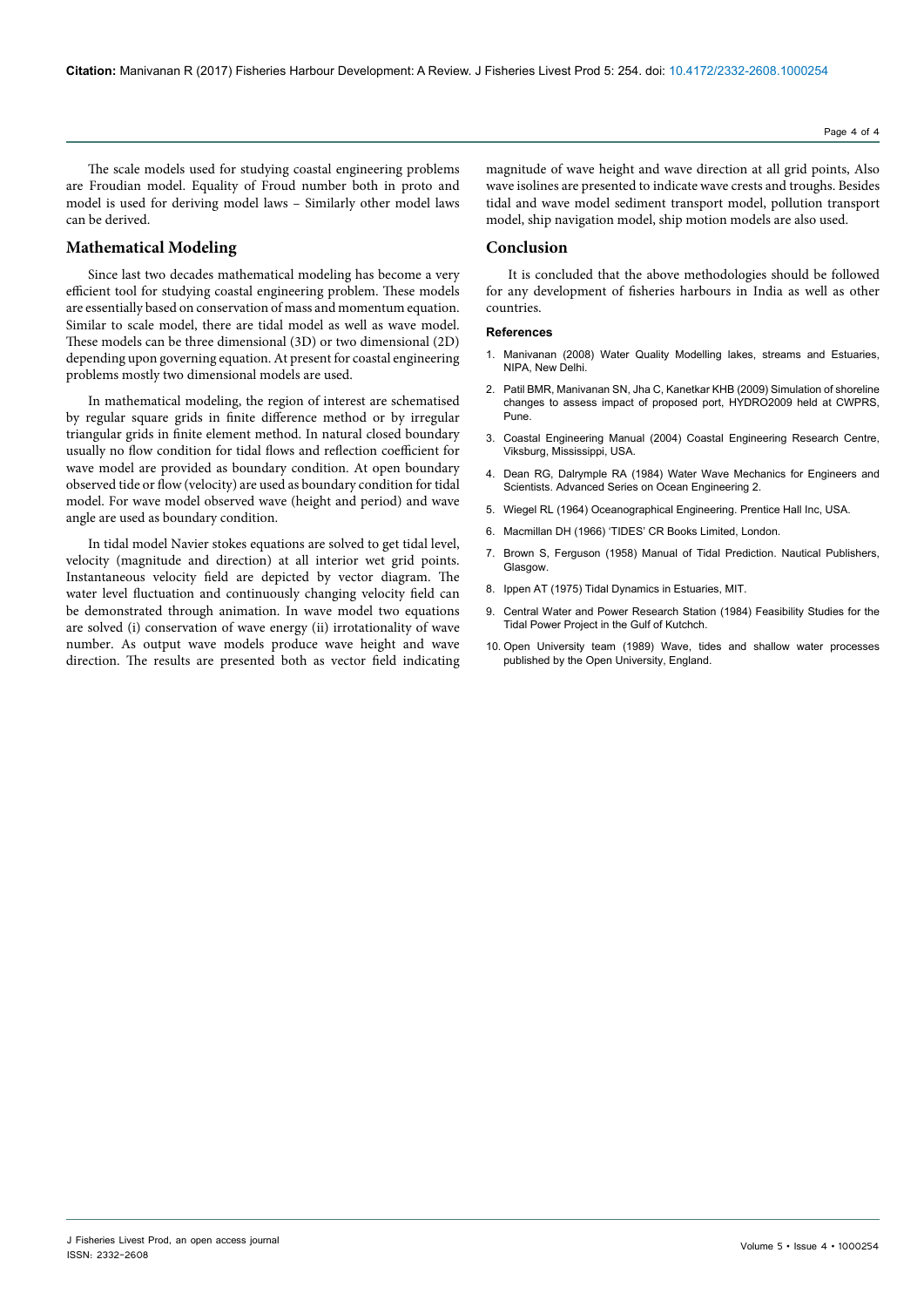The scale models used for studying coastal engineering problems are Froudian model. Equality of Froud number both in proto and model is used for deriving model laws – Similarly other model laws can be derived.

## Mathematical Modeling

Since last two decades mathematical modeling has become a very efficient tool for studying coastal engineering problem. These models are essentially based on conservation of mass and momentum equation. Similar to scale model, there are tidal model as well as wave model. These models can be three dimensional (3D) or two dimensional (2D) depending upon governing equation. At present for coastal engineering problems mostly two dimensional models are used.

In mathematical modeling, the region of interest are schematised by regular square grids in finite difference method or by irregular triangular grids in finite element method. In natural closed boundary usually no flow condition for tidal flows and reflection coefficient for wave model are provided as boundary condition. At open boundary observed tide or flow (velocity) are used as boundary condition for tidal model. For wave model observed wave (height and period) and wave angle are used as boundary condition.

In tidal model Navier stokes equations are solved to get tidal level, velocity (magnitude and direction) at all interior wet grid points. Instantaneous velocity field are depicted by vector diagram. The water level fluctuation and continuously changing velocity field can be demonstrated through animation. In wave model two equations are solved (i) conservation of wave energy (ii) irrotationality of wave number. As output wave models produce wave height and wave direction. The results are presented both as vector field indicating magnitude of wave height and wave direction at all grid points, Also wave isolines are presented to indicate wave crests and troughs. Besides tidal and wave model sediment transport model, pollution transport model, ship navigation model, ship motion models are also used.

## Conclusion

It is concluded that the above methodologies should be followed for any development of fisheries harbours in India as well as other countries.

### References

1. Manivanan (2008) Water Quality Modelling lakes, streams and Estuaries, NIPA, New Delhi.
2. Patil BMR, Manivanan SN, Jha C, Kanetkar KHB (2009) Simulation of shoreline changes to assess impact of proposed port, HYDRO2009 held at CWPRS, Pune.
3. Coastal Engineering Manual (2004) Coastal Engineering Research Centre, Viksburg, Mississippi, USA.
4. Dean RG, Dalrymple RA (1984) Water Wave Mechanics for Engineers and Scientists. Advanced Series on Ocean Engineering 2.
5. Wiegel RL (1964) Oceanographical Engineering. Prentice Hall Inc, USA.
6. Macmillan DH (1966) 'TIDES' CR Books Limited, London.
7. Brown S, Ferguson (1958) Manual of Tidal Prediction. Nautical Publishers, Glasgow.
8. Ippen AT (1975) Tidal Dynamics in Estuaries, MIT.
9. Central Water and Power Research Station (1984) Feasibility Studies for the Tidal Power Project in the Gulf of Kutchch.
10. Open University team (1989) Wave, tides and shallow water processes published by the Open University, England.